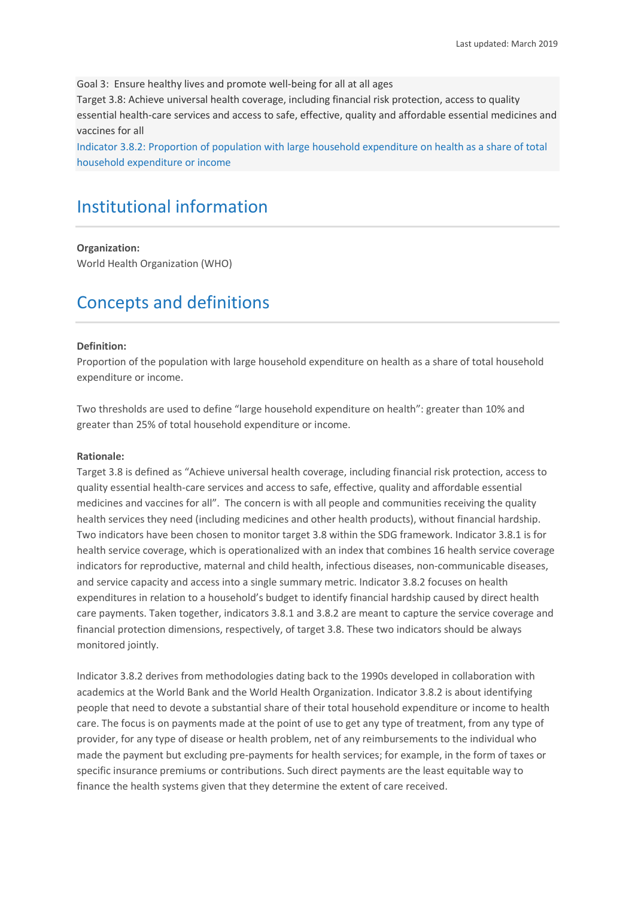Last updated: March 2019

Goal 3: Ensure healthy lives and promote well-being for all at all ages
Target 3.8: Achieve universal health coverage, including financial risk protection, access to quality essential health-care services and access to safe, effective, quality and affordable essential medicines and vaccines for all
Indicator 3.8.2: Proportion of population with large household expenditure on health as a share of total household expenditure or income

# Institutional information

**Organization:**
World Health Organization (WHO)

# Concepts and definitions

**Definition:**
Proportion of the population with large household expenditure on health as a share of total household expenditure or income.

Two thresholds are used to define "large household expenditure on health": greater than 10% and greater than 25% of total household expenditure or income.

**Rationale:**
Target 3.8 is defined as "Achieve universal health coverage, including financial risk protection, access to quality essential health-care services and access to safe, effective, quality and affordable essential medicines and vaccines for all". The concern is with all people and communities receiving the quality health services they need (including medicines and other health products), without financial hardship. Two indicators have been chosen to monitor target 3.8 within the SDG framework. Indicator 3.8.1 is for health service coverage, which is operationalized with an index that combines 16 health service coverage indicators for reproductive, maternal and child health, infectious diseases, non-communicable diseases, and service capacity and access into a single summary metric. Indicator 3.8.2 focuses on health expenditures in relation to a household's budget to identify financial hardship caused by direct health care payments. Taken together, indicators 3.8.1 and 3.8.2 are meant to capture the service coverage and financial protection dimensions, respectively, of target 3.8. These two indicators should be always monitored jointly.

Indicator 3.8.2 derives from methodologies dating back to the 1990s developed in collaboration with academics at the World Bank and the World Health Organization. Indicator 3.8.2 is about identifying people that need to devote a substantial share of their total household expenditure or income to health care. The focus is on payments made at the point of use to get any type of treatment, from any type of provider, for any type of disease or health problem, net of any reimbursements to the individual who made the payment but excluding pre-payments for health services; for example, in the form of taxes or specific insurance premiums or contributions. Such direct payments are the least equitable way to finance the health systems given that they determine the extent of care received.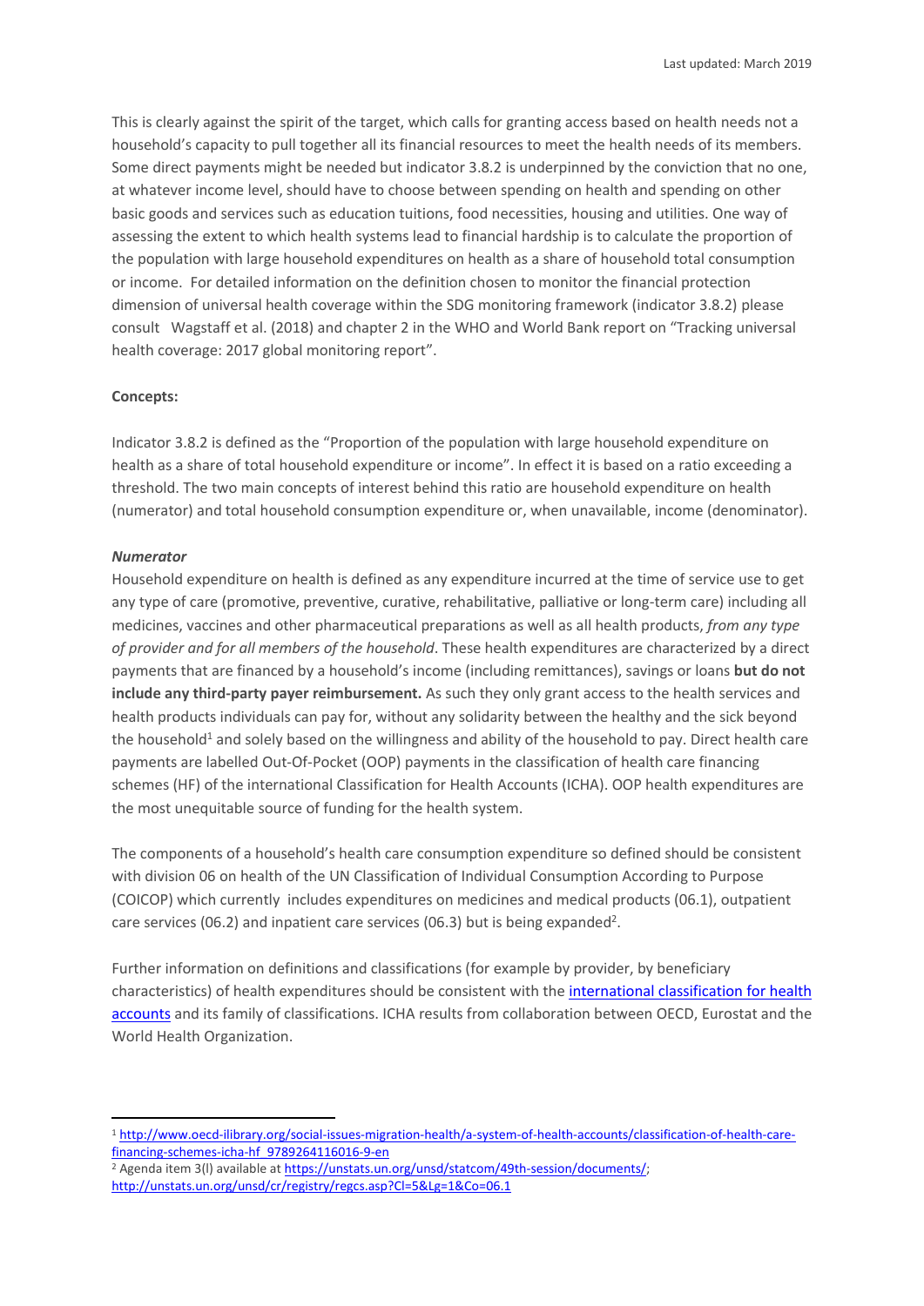This is clearly against the spirit of the target, which calls for granting access based on health needs not a household's capacity to pull together all its financial resources to meet the health needs of its members. Some direct payments might be needed but indicator 3.8.2 is underpinned by the conviction that no one, at whatever income level, should have to choose between spending on health and spending on other basic goods and services such as education tuitions, food necessities, housing and utilities. One way of assessing the extent to which health systems lead to financial hardship is to calculate the proportion of the population with large household expenditures on health as a share of household total consumption or income. For detailed information on the definition chosen to monitor the financial protection dimension of universal health coverage within the SDG monitoring framework (indicator 3.8.2) please consult Wagstaff et al. (2018) and chapter 2 in the WHO and World Bank report on "Tracking universal health coverage: 2017 global monitoring report".

**Concepts:**

Indicator 3.8.2 is defined as the "Proportion of the population with large household expenditure on health as a share of total household expenditure or income". In effect it is based on a ratio exceeding a threshold. The two main concepts of interest behind this ratio are household expenditure on health (numerator) and total household consumption expenditure or, when unavailable, income (denominator).

***Numerator***

Household expenditure on health is defined as any expenditure incurred at the time of service use to get any type of care (promotive, preventive, curative, rehabilitative, palliative or long-term care) including all medicines, vaccines and other pharmaceutical preparations as well as all health products, *from any type of provider and for all members of the household*. These health expenditures are characterized by a direct payments that are financed by a household's income (including remittances), savings or loans **but do not include any third-party payer reimbursement.** As such they only grant access to the health services and health products individuals can pay for, without any solidarity between the healthy and the sick beyond the household[1] and solely based on the willingness and ability of the household to pay. Direct health care payments are labelled Out-Of-Pocket (OOP) payments in the classification of health care financing schemes (HF) of the international Classification for Health Accounts (ICHA). OOP health expenditures are the most unequitable source of funding for the health system.

The components of a household's health care consumption expenditure so defined should be consistent with division 06 on health of the UN Classification of Individual Consumption According to Purpose (COICOP) which currently includes expenditures on medicines and medical products (06.1), outpatient care services (06.2) and inpatient care services (06.3) but is being expanded[2].

Further information on definitions and classifications (for example by provider, by beneficiary characteristics) of health expenditures should be consistent with the international classification for health accounts and its family of classifications. ICHA results from collaboration between OECD, Eurostat and the World Health Organization.

---

[1] http://www.oecd-ilibrary.org/social-issues-migration-health/a-system-of-health-accounts/classification-of-health-care-financing-schemes-icha-hf_9789264116016-9-en

[2] Agenda item 3(l) available at https://unstats.un.org/unsd/statcom/49th-session/documents/; http://unstats.un.org/unsd/cr/registry/regcs.asp?Cl=5&Lg=1&Co=06.1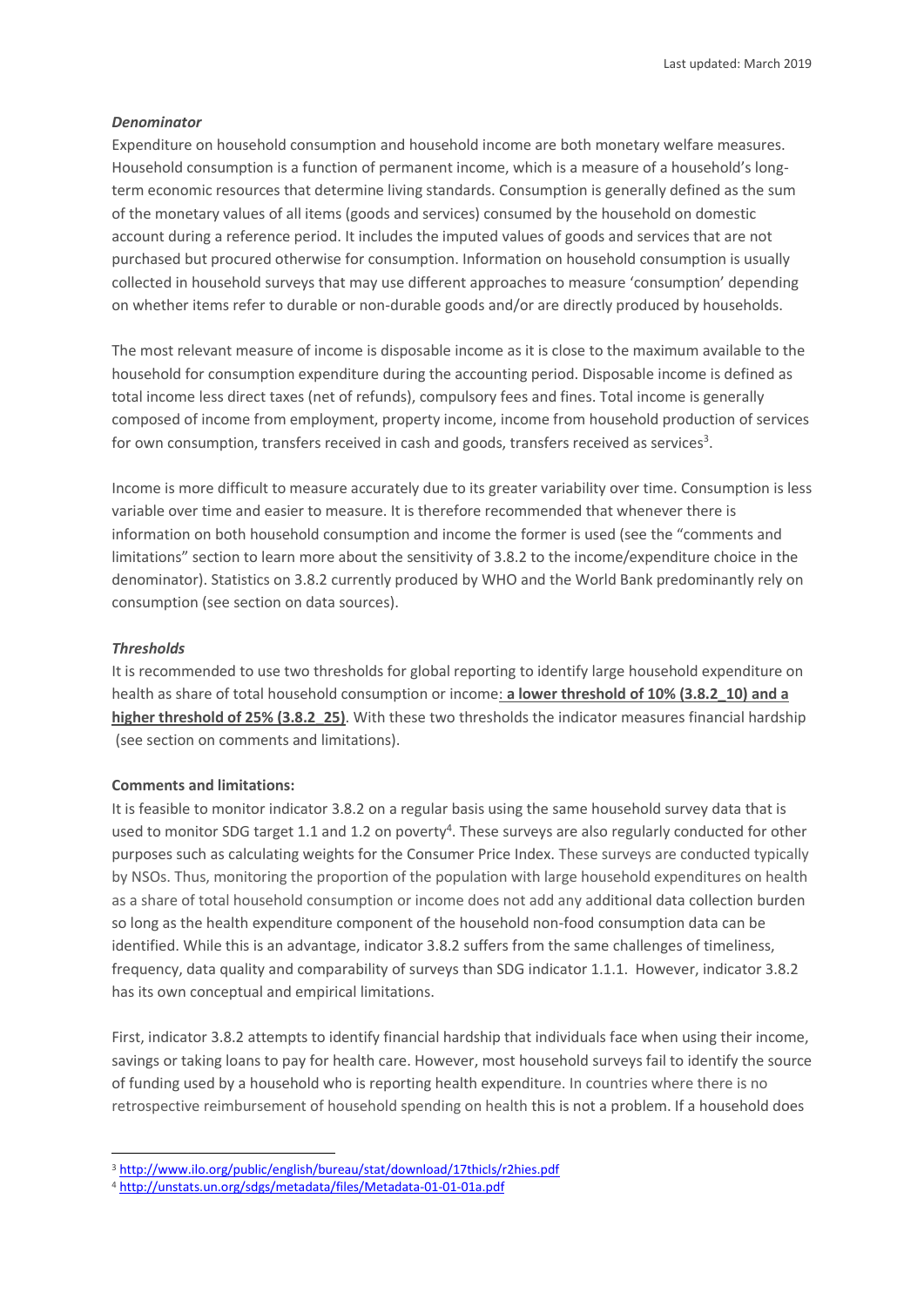***Denominator***

Expenditure on household consumption and household income are both monetary welfare measures. Household consumption is a function of permanent income, which is a measure of a household's long-term economic resources that determine living standards. Consumption is generally defined as the sum of the monetary values of all items (goods and services) consumed by the household on domestic account during a reference period. It includes the imputed values of goods and services that are not purchased but procured otherwise for consumption. Information on household consumption is usually collected in household surveys that may use different approaches to measure 'consumption' depending on whether items refer to durable or non-durable goods and/or are directly produced by households.

The most relevant measure of income is disposable income as it is close to the maximum available to the household for consumption expenditure during the accounting period. Disposable income is defined as total income less direct taxes (net of refunds), compulsory fees and fines. Total income is generally composed of income from employment, property income, income from household production of services for own consumption, transfers received in cash and goods, transfers received as services[3].

Income is more difficult to measure accurately due to its greater variability over time. Consumption is less variable over time and easier to measure. It is therefore recommended that whenever there is information on both household consumption and income the former is used (see the "comments and limitations" section to learn more about the sensitivity of 3.8.2 to the income/expenditure choice in the denominator). Statistics on 3.8.2 currently produced by WHO and the World Bank predominantly rely on consumption (see section on data sources).

***Thresholds***

It is recommended to use two thresholds for global reporting to identify large household expenditure on health as share of total household consumption or income: **a lower threshold of 10% (3.8.2_10) and a higher threshold of 25% (3.8.2_25)**. With these two thresholds the indicator measures financial hardship (see section on comments and limitations).

**Comments and limitations:**

It is feasible to monitor indicator 3.8.2 on a regular basis using the same household survey data that is used to monitor SDG target 1.1 and 1.2 on poverty[4]. These surveys are also regularly conducted for other purposes such as calculating weights for the Consumer Price Index. These surveys are conducted typically by NSOs. Thus, monitoring the proportion of the population with large household expenditures on health as a share of total household consumption or income does not add any additional data collection burden so long as the health expenditure component of the household non-food consumption data can be identified. While this is an advantage, indicator 3.8.2 suffers from the same challenges of timeliness, frequency, data quality and comparability of surveys than SDG indicator 1.1.1. However, indicator 3.8.2 has its own conceptual and empirical limitations.

First, indicator 3.8.2 attempts to identify financial hardship that individuals face when using their income, savings or taking loans to pay for health care. However, most household surveys fail to identify the source of funding used by a household who is reporting health expenditure. In countries where there is no retrospective reimbursement of household spending on health this is not a problem. If a household does

[3] http://www.ilo.org/public/english/bureau/stat/download/17thicls/r2hies.pdf

[4] http://unstats.un.org/sdgs/metadata/files/Metadata-01-01-01a.pdf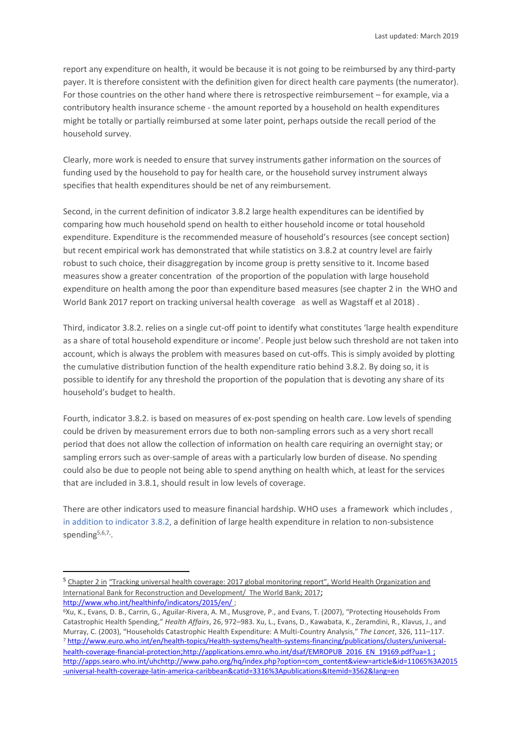report any expenditure on health, it would be because it is not going to be reimbursed by any third-party payer. It is therefore consistent with the definition given for direct health care payments (the numerator). For those countries on the other hand where there is retrospective reimbursement – for example, via a contributory health insurance scheme - the amount reported by a household on health expenditures might be totally or partially reimbursed at some later point, perhaps outside the recall period of the household survey.

Clearly, more work is needed to ensure that survey instruments gather information on the sources of funding used by the household to pay for health care, or the household survey instrument always specifies that health expenditures should be net of any reimbursement.

Second, in the current definition of indicator 3.8.2 large health expenditures can be identified by comparing how much household spend on health to either household income or total household expenditure. Expenditure is the recommended measure of household's resources (see concept section) but recent empirical work has demonstrated that while statistics on 3.8.2 at country level are fairly robust to such choice, their disaggregation by income group is pretty sensitive to it. Income based measures show a greater concentration of the proportion of the population with large household expenditure on health among the poor than expenditure based measures (see chapter 2 in the WHO and World Bank 2017 report on tracking universal health coverage as well as Wagstaff et al 2018) .

Third, indicator 3.8.2. relies on a single cut-off point to identify what constitutes 'large health expenditure as a share of total household expenditure or income'. People just below such threshold are not taken into account, which is always the problem with measures based on cut-offs. This is simply avoided by plotting the cumulative distribution function of the health expenditure ratio behind 3.8.2. By doing so, it is possible to identify for any threshold the proportion of the population that is devoting any share of its household's budget to health.

Fourth, indicator 3.8.2. is based on measures of ex-post spending on health care. Low levels of spending could be driven by measurement errors due to both non-sampling errors such as a very short recall period that does not allow the collection of information on health care requiring an overnight stay; or sampling errors such as over-sample of areas with a particularly low burden of disease. No spending could also be due to people not being able to spend anything on health which, at least for the services that are included in 3.8.1, should result in low levels of coverage.

There are other indicators used to measure financial hardship. WHO uses a framework which includes , in addition to indicator 3.8.2, a definition of large health expenditure in relation to non-subsistence spending[5,6,7].

---

[5] Chapter 2 in "Tracking universal health coverage: 2017 global monitoring report", World Health Organization and International Bank for Reconstruction and Development/ The World Bank; 2017; http://www.who.int/healthinfo/indicators/2015/en/ ;

[6] Xu, K., Evans, D. B., Carrin, G., Aguilar-Rivera, A. M., Musgrove, P., and Evans, T. (2007), "Protecting Households From Catastrophic Health Spending," *Health Affairs*, 26, 972–983. Xu, L., Evans, D., Kawabata, K., Zeramdini, R., Klavus, J., and Murray, C. (2003), "Households Catastrophic Health Expenditure: A Multi-Country Analysis," *The Lancet*, 326, 111–117.

[7] http://www.euro.who.int/en/health-topics/Health-systems/health-systems-financing/publications/clusters/universal-health-coverage-financial-protection;http://applications.emro.who.int/dsaf/EMROPUB_2016_EN_19169.pdf?ua=1 ; http://apps.searo.who.int/uhchttp://www.paho.org/hq/index.php?option=com_content&view=article&id=11065%3A2015-universal-health-coverage-latin-america-caribbean&catid=3316%3Apublications&Itemid=3562&lang=en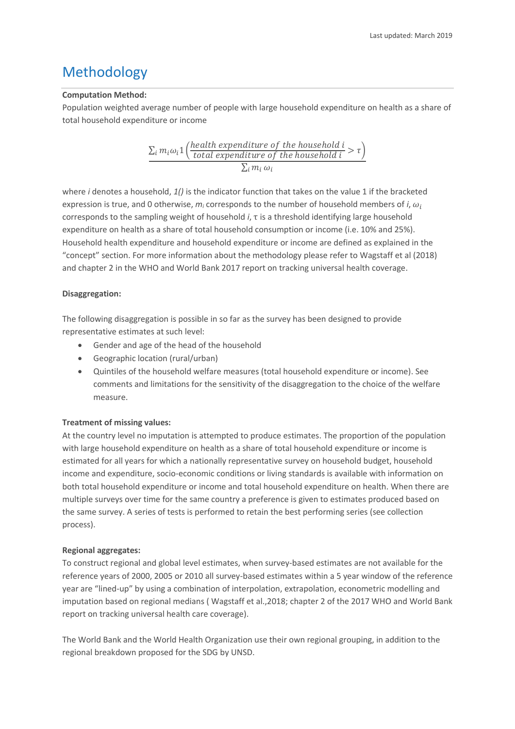# Methodology

**Computation Method:**

Population weighted average number of people with large household expenditure on health as a share of total household expenditure or income

$$\frac{\sum_i m_i \omega_i 1\left(\frac{\textit{health expenditure of the household } i}{\textit{total expenditure of the household } i} > \tau\right)}{\sum_i m_i \, \omega_i}$$

where *i* denotes a household, *1()* is the indicator function that takes on the value 1 if the bracketed expression is true, and 0 otherwise, $m_i$ corresponds to the number of household members of *i*, $\omega_i$ corresponds to the sampling weight of household *i*, $\tau$ is a threshold identifying large household expenditure on health as a share of total household consumption or income (i.e. 10% and 25%). Household health expenditure and household expenditure or income are defined as explained in the "concept" section. For more information about the methodology please refer to Wagstaff et al (2018) and chapter 2 in the WHO and World Bank 2017 report on tracking universal health coverage.

**Disaggregation:**

The following disaggregation is possible in so far as the survey has been designed to provide representative estimates at such level:

- Gender and age of the head of the household
- Geographic location (rural/urban)
- Quintiles of the household welfare measures (total household expenditure or income). See comments and limitations for the sensitivity of the disaggregation to the choice of the welfare measure.

**Treatment of missing values:**

At the country level no imputation is attempted to produce estimates. The proportion of the population with large household expenditure on health as a share of total household expenditure or income is estimated for all years for which a nationally representative survey on household budget, household income and expenditure, socio-economic conditions or living standards is available with information on both total household expenditure or income and total household expenditure on health. When there are multiple surveys over time for the same country a preference is given to estimates produced based on the same survey. A series of tests is performed to retain the best performing series (see collection process).

**Regional aggregates:**

To construct regional and global level estimates, when survey-based estimates are not available for the reference years of 2000, 2005 or 2010 all survey-based estimates within a 5 year window of the reference year are "lined-up" by using a combination of interpolation, extrapolation, econometric modelling and imputation based on regional medians ( Wagstaff et al.,2018; chapter 2 of the 2017 WHO and World Bank report on tracking universal health care coverage).

The World Bank and the World Health Organization use their own regional grouping, in addition to the regional breakdown proposed for the SDG by UNSD.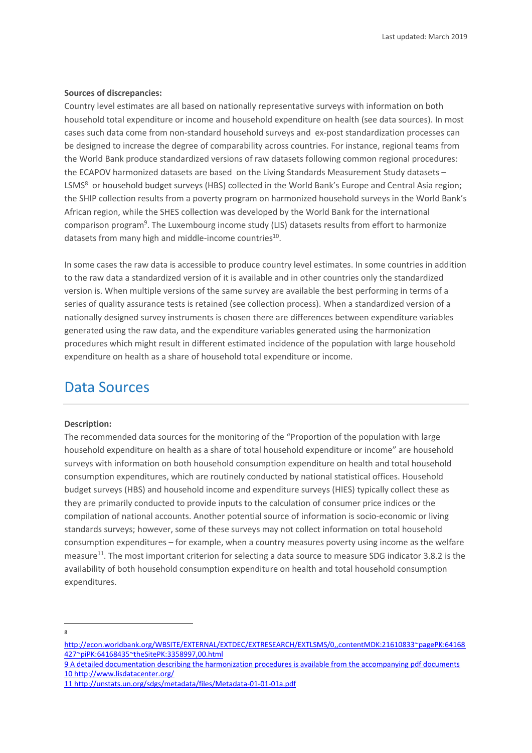**Sources of discrepancies:**

Country level estimates are all based on nationally representative surveys with information on both household total expenditure or income and household expenditure on health (see data sources). In most cases such data come from non-standard household surveys and ex-post standardization processes can be designed to increase the degree of comparability across countries. For instance, regional teams from the World Bank produce standardized versions of raw datasets following common regional procedures: the ECAPOV harmonized datasets are based on the Living Standards Measurement Study datasets – LSMS[8] or household budget surveys (HBS) collected in the World Bank's Europe and Central Asia region; the SHIP collection results from a poverty program on harmonized household surveys in the World Bank's African region, while the SHES collection was developed by the World Bank for the international comparison program[9]. The Luxembourg income study (LIS) datasets results from effort to harmonize datasets from many high and middle-income countries[10].

In some cases the raw data is accessible to produce country level estimates. In some countries in addition to the raw data a standardized version of it is available and in other countries only the standardized version is. When multiple versions of the same survey are available the best performing in terms of a series of quality assurance tests is retained (see collection process). When a standardized version of a nationally designed survey instruments is chosen there are differences between expenditure variables generated using the raw data, and the expenditure variables generated using the harmonization procedures which might result in different estimated incidence of the population with large household expenditure on health as a share of household total expenditure or income.

## Data Sources

**Description:**

The recommended data sources for the monitoring of the "Proportion of the population with large household expenditure on health as a share of total household expenditure or income" are household surveys with information on both household consumption expenditure on health and total household consumption expenditures, which are routinely conducted by national statistical offices. Household budget surveys (HBS) and household income and expenditure surveys (HIES) typically collect these as they are primarily conducted to provide inputs to the calculation of consumer price indices or the compilation of national accounts. Another potential source of information is socio-economic or living standards surveys; however, some of these surveys may not collect information on total household consumption expenditures – for example, when a country measures poverty using income as the welfare measure[11]. The most important criterion for selecting a data source to measure SDG indicator 3.8.2 is the availability of both household consumption expenditure on health and total household consumption expenditures.

---

8 http://econ.worldbank.org/WBSITE/EXTERNAL/EXTDEC/EXTRESEARCH/EXTLSMS/0,,contentMDK:21610833~pagePK:64168427~piPK:64168435~theSitePK:3358997,00.html

9 A detailed documentation describing the harmonization procedures is available from the accompanying pdf documents

10 http://www.lisdatacenter.org/

11 http://unstats.un.org/sdgs/metadata/files/Metadata-01-01-01a.pdf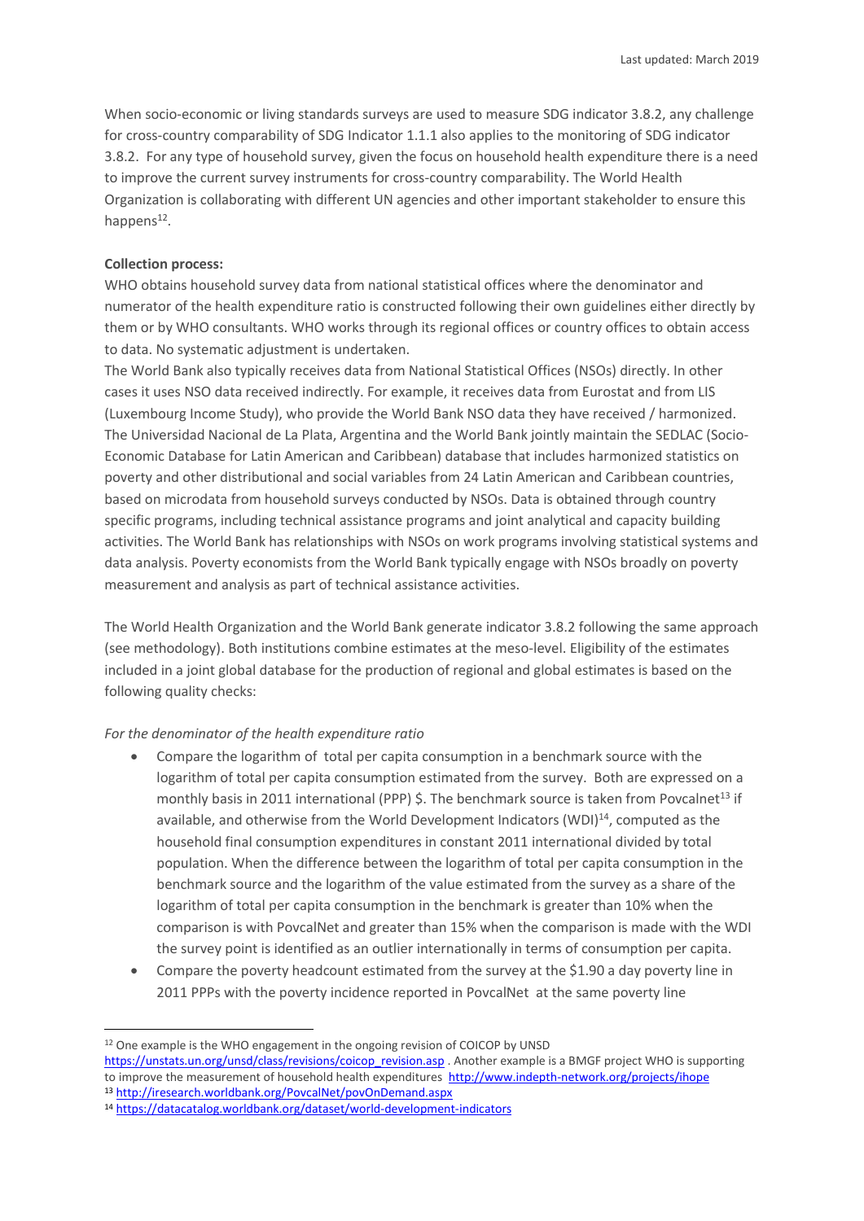When socio-economic or living standards surveys are used to measure SDG indicator 3.8.2, any challenge for cross-country comparability of SDG Indicator 1.1.1 also applies to the monitoring of SDG indicator 3.8.2. For any type of household survey, given the focus on household health expenditure there is a need to improve the current survey instruments for cross-country comparability. The World Health Organization is collaborating with different UN agencies and other important stakeholder to ensure this happens[12].

**Collection process:**

WHO obtains household survey data from national statistical offices where the denominator and numerator of the health expenditure ratio is constructed following their own guidelines either directly by them or by WHO consultants. WHO works through its regional offices or country offices to obtain access to data. No systematic adjustment is undertaken.

The World Bank also typically receives data from National Statistical Offices (NSOs) directly. In other cases it uses NSO data received indirectly. For example, it receives data from Eurostat and from LIS (Luxembourg Income Study), who provide the World Bank NSO data they have received / harmonized. The Universidad Nacional de La Plata, Argentina and the World Bank jointly maintain the SEDLAC (Socio-Economic Database for Latin American and Caribbean) database that includes harmonized statistics on poverty and other distributional and social variables from 24 Latin American and Caribbean countries, based on microdata from household surveys conducted by NSOs. Data is obtained through country specific programs, including technical assistance programs and joint analytical and capacity building activities. The World Bank has relationships with NSOs on work programs involving statistical systems and data analysis. Poverty economists from the World Bank typically engage with NSOs broadly on poverty measurement and analysis as part of technical assistance activities.

The World Health Organization and the World Bank generate indicator 3.8.2 following the same approach (see methodology). Both institutions combine estimates at the meso-level. Eligibility of the estimates included in a joint global database for the production of regional and global estimates is based on the following quality checks:

*For the denominator of the health expenditure ratio*

- Compare the logarithm of total per capita consumption in a benchmark source with the logarithm of total per capita consumption estimated from the survey. Both are expressed on a monthly basis in 2011 international (PPP) $. The benchmark source is taken from Povcalnet[13] if available, and otherwise from the World Development Indicators (WDI)[14], computed as the household final consumption expenditures in constant 2011 international divided by total population. When the difference between the logarithm of total per capita consumption in the benchmark source and the logarithm of the value estimated from the survey as a share of the logarithm of total per capita consumption in the benchmark is greater than 10% when the comparison is with PovcalNet and greater than 15% when the comparison is made with the WDI the survey point is identified as an outlier internationally in terms of consumption per capita.
- Compare the poverty headcount estimated from the survey at the $1.90 a day poverty line in 2011 PPPs with the poverty incidence reported in PovcalNet at the same poverty line

[12] One example is the WHO engagement in the ongoing revision of COICOP by UNSD https://unstats.un.org/unsd/class/revisions/coicop_revision.asp . Another example is a BMGF project WHO is supporting to improve the measurement of household health expenditures http://www.indepth-network.org/projects/ihope

[13] http://iresearch.worldbank.org/PovcalNet/povOnDemand.aspx

[14] https://datacatalog.worldbank.org/dataset/world-development-indicators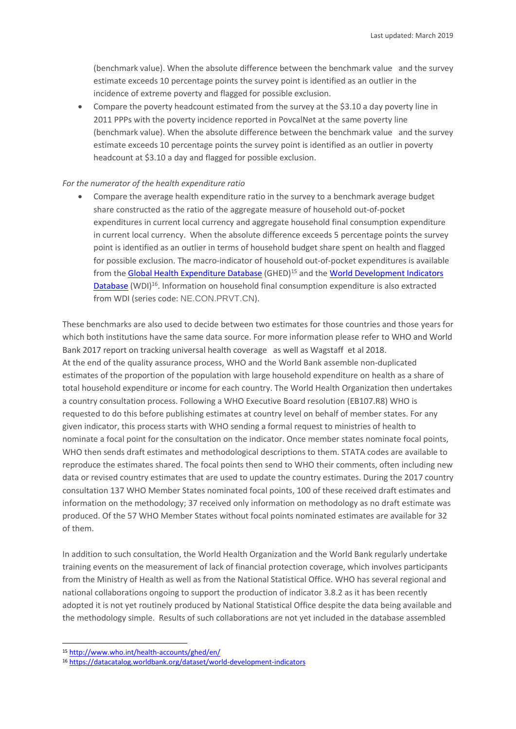(benchmark value). When the absolute difference between the benchmark value and the survey estimate exceeds 10 percentage points the survey point is identified as an outlier in the incidence of extreme poverty and flagged for possible exclusion.

- Compare the poverty headcount estimated from the survey at the $3.10 a day poverty line in 2011 PPPs with the poverty incidence reported in PovcalNet at the same poverty line (benchmark value). When the absolute difference between the benchmark value and the survey estimate exceeds 10 percentage points the survey point is identified as an outlier in poverty headcount at $3.10 a day and flagged for possible exclusion.

*For the numerator of the health expenditure ratio*

- Compare the average health expenditure ratio in the survey to a benchmark average budget share constructed as the ratio of the aggregate measure of household out-of-pocket expenditures in current local currency and aggregate household final consumption expenditure in current local currency. When the absolute difference exceeds 5 percentage points the survey point is identified as an outlier in terms of household budget share spent on health and flagged for possible exclusion. The macro-indicator of household out-of-pocket expenditures is available from the Global Health Expenditure Database (GHED)[15] and the World Development Indicators Database (WDI)[16]. Information on household final consumption expenditure is also extracted from WDI (series code: NE.CON.PRVT.CN).

These benchmarks are also used to decide between two estimates for those countries and those years for which both institutions have the same data source. For more information please refer to WHO and World Bank 2017 report on tracking universal health coverage as well as Wagstaff et al 2018.
At the end of the quality assurance process, WHO and the World Bank assemble non-duplicated estimates of the proportion of the population with large household expenditure on health as a share of total household expenditure or income for each country. The World Health Organization then undertakes a country consultation process. Following a WHO Executive Board resolution (EB107.R8) WHO is requested to do this before publishing estimates at country level on behalf of member states. For any given indicator, this process starts with WHO sending a formal request to ministries of health to nominate a focal point for the consultation on the indicator. Once member states nominate focal points, WHO then sends draft estimates and methodological descriptions to them. STATA codes are available to reproduce the estimates shared. The focal points then send to WHO their comments, often including new data or revised country estimates that are used to update the country estimates. During the 2017 country consultation 137 WHO Member States nominated focal points, 100 of these received draft estimates and information on the methodology; 37 received only information on methodology as no draft estimate was produced. Of the 57 WHO Member States without focal points nominated estimates are available for 32 of them.

In addition to such consultation, the World Health Organization and the World Bank regularly undertake training events on the measurement of lack of financial protection coverage, which involves participants from the Ministry of Health as well as from the National Statistical Office. WHO has several regional and national collaborations ongoing to support the production of indicator 3.8.2 as it has been recently adopted it is not yet routinely produced by National Statistical Office despite the data being available and the methodology simple. Results of such collaborations are not yet included in the database assembled

---

[15] http://www.who.int/health-accounts/ghed/en/

[16] https://datacatalog.worldbank.org/dataset/world-development-indicators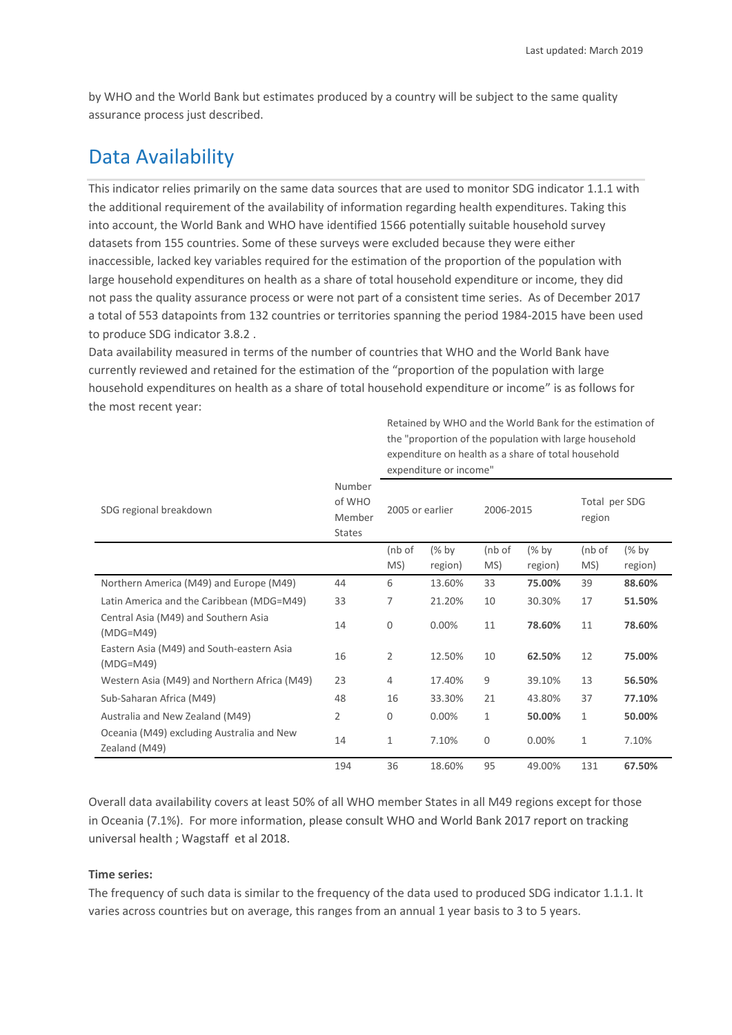by WHO and the World Bank but estimates produced by a country will be subject to the same quality assurance process just described.

## Data Availability

This indicator relies primarily on the same data sources that are used to monitor SDG indicator 1.1.1 with the additional requirement of the availability of information regarding health expenditures. Taking this into account, the World Bank and WHO have identified 1566 potentially suitable household survey datasets from 155 countries. Some of these surveys were excluded because they were either inaccessible, lacked key variables required for the estimation of the proportion of the population with large household expenditures on health as a share of total household expenditure or income, they did not pass the quality assurance process or were not part of a consistent time series. As of December 2017 a total of 553 datapoints from 132 countries or territories spanning the period 1984-2015 have been used to produce SDG indicator 3.8.2 .

Data availability measured in terms of the number of countries that WHO and the World Bank have currently reviewed and retained for the estimation of the "proportion of the population with large household expenditures on health as a share of total household expenditure or income" is as follows for the most recent year:

| | | Retained by WHO and the World Bank for the estimation of the "proportion of the population with large household expenditure on health as a share of total household expenditure or income" | | | | | |
|---|---|---|---|---|---|---|---|
| SDG regional breakdown | Number of WHO Member States | 2005 or earlier | | 2006-2015 | | Total per SDG region | |
| | | (nb of MS) | (% by region) | (nb of MS) | (% by region) | (nb of MS) | (% by region) |
| Northern America (M49) and Europe (M49) | 44 | 6 | 13.60% | 33 | **75.00%** | 39 | **88.60%** |
| Latin America and the Caribbean (MDG=M49) | 33 | 7 | 21.20% | 10 | 30.30% | 17 | **51.50%** |
| Central Asia (M49) and Southern Asia (MDG=M49) | 14 | 0 | 0.00% | 11 | **78.60%** | 11 | **78.60%** |
| Eastern Asia (M49) and South-eastern Asia (MDG=M49) | 16 | 2 | 12.50% | 10 | **62.50%** | 12 | **75.00%** |
| Western Asia (M49) and Northern Africa (M49) | 23 | 4 | 17.40% | 9 | 39.10% | 13 | **56.50%** |
| Sub-Saharan Africa (M49) | 48 | 16 | 33.30% | 21 | 43.80% | 37 | **77.10%** |
| Australia and New Zealand (M49) | 2 | 0 | 0.00% | 1 | **50.00%** | 1 | **50.00%** |
| Oceania (M49) excluding Australia and New Zealand (M49) | 14 | 1 | 7.10% | 0 | 0.00% | 1 | 7.10% |
| | 194 | 36 | 18.60% | 95 | 49.00% | 131 | **67.50%** |

Overall data availability covers at least 50% of all WHO member States in all M49 regions except for those in Oceania (7.1%). For more information, please consult WHO and World Bank 2017 report on tracking universal health ; Wagstaff et al 2018.

**Time series:**

The frequency of such data is similar to the frequency of the data used to produced SDG indicator 1.1.1. It varies across countries but on average, this ranges from an annual 1 year basis to 3 to 5 years.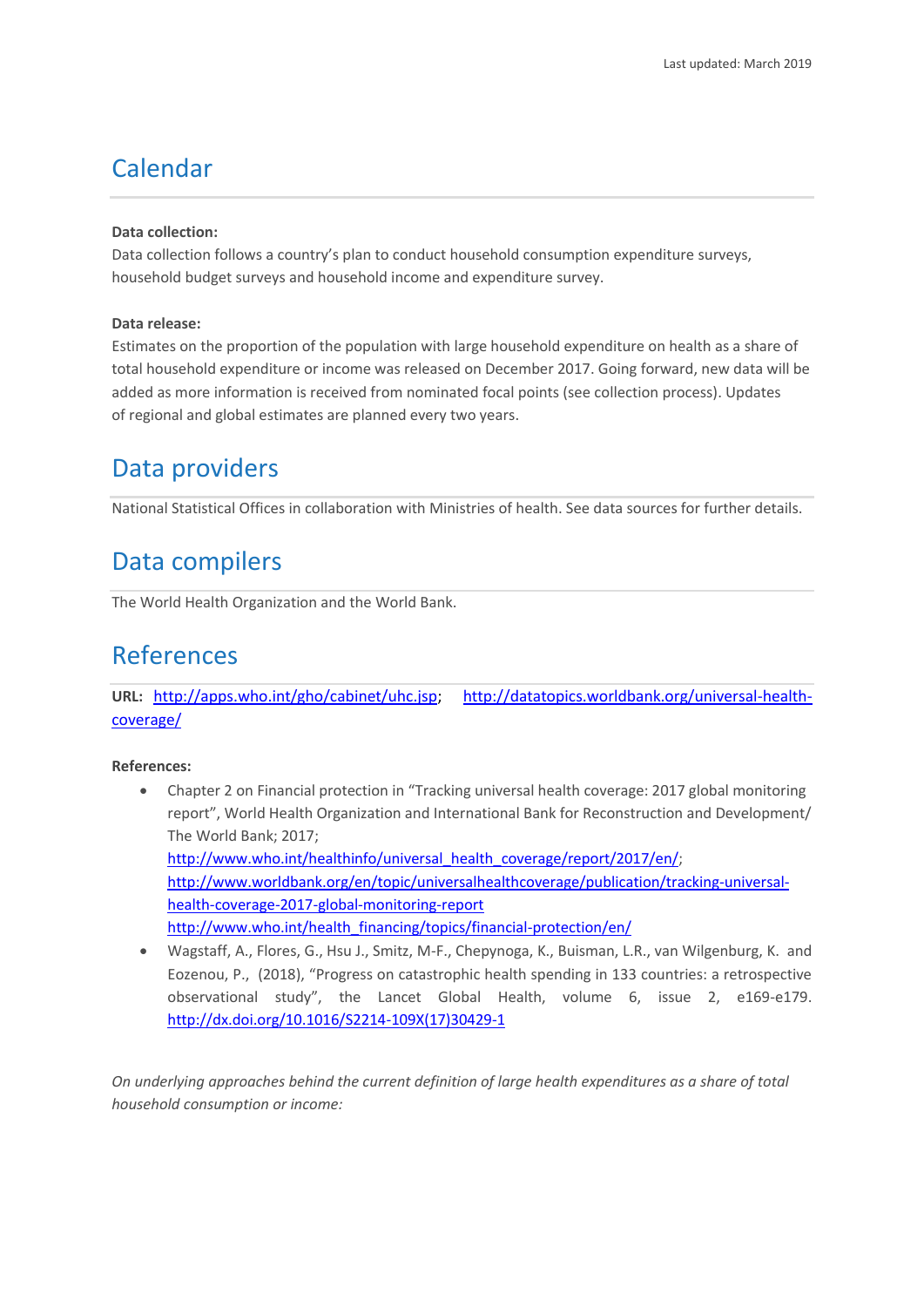# Calendar

**Data collection:**
Data collection follows a country's plan to conduct household consumption expenditure surveys, household budget surveys and household income and expenditure survey.

**Data release:**
Estimates on the proportion of the population with large household expenditure on health as a share of total household expenditure or income was released on December 2017. Going forward, new data will be added as more information is received from nominated focal points (see collection process). Updates of regional and global estimates are planned every two years.

# Data providers

National Statistical Offices in collaboration with Ministries of health. See data sources for further details.

# Data compilers

The World Health Organization and the World Bank.

# References

**URL:** http://apps.who.int/gho/cabinet/uhc.jsp; http://datatopics.worldbank.org/universal-health-coverage/

**References:**

- Chapter 2 on Financial protection in "Tracking universal health coverage: 2017 global monitoring report", World Health Organization and International Bank for Reconstruction and Development/ The World Bank; 2017;
  http://www.who.int/healthinfo/universal_health_coverage/report/2017/en/;
  http://www.worldbank.org/en/topic/universalhealthcoverage/publication/tracking-universal-health-coverage-2017-global-monitoring-report
  http://www.who.int/health_financing/topics/financial-protection/en/
- Wagstaff, A., Flores, G., Hsu J., Smitz, M-F., Chepynoga, K., Buisman, L.R., van Wilgenburg, K. and Eozenou, P., (2018), "Progress on catastrophic health spending in 133 countries: a retrospective observational study", the Lancet Global Health, volume 6, issue 2, e169-e179. http://dx.doi.org/10.1016/S2214-109X(17)30429-1

*On underlying approaches behind the current definition of large health expenditures as a share of total household consumption or income:*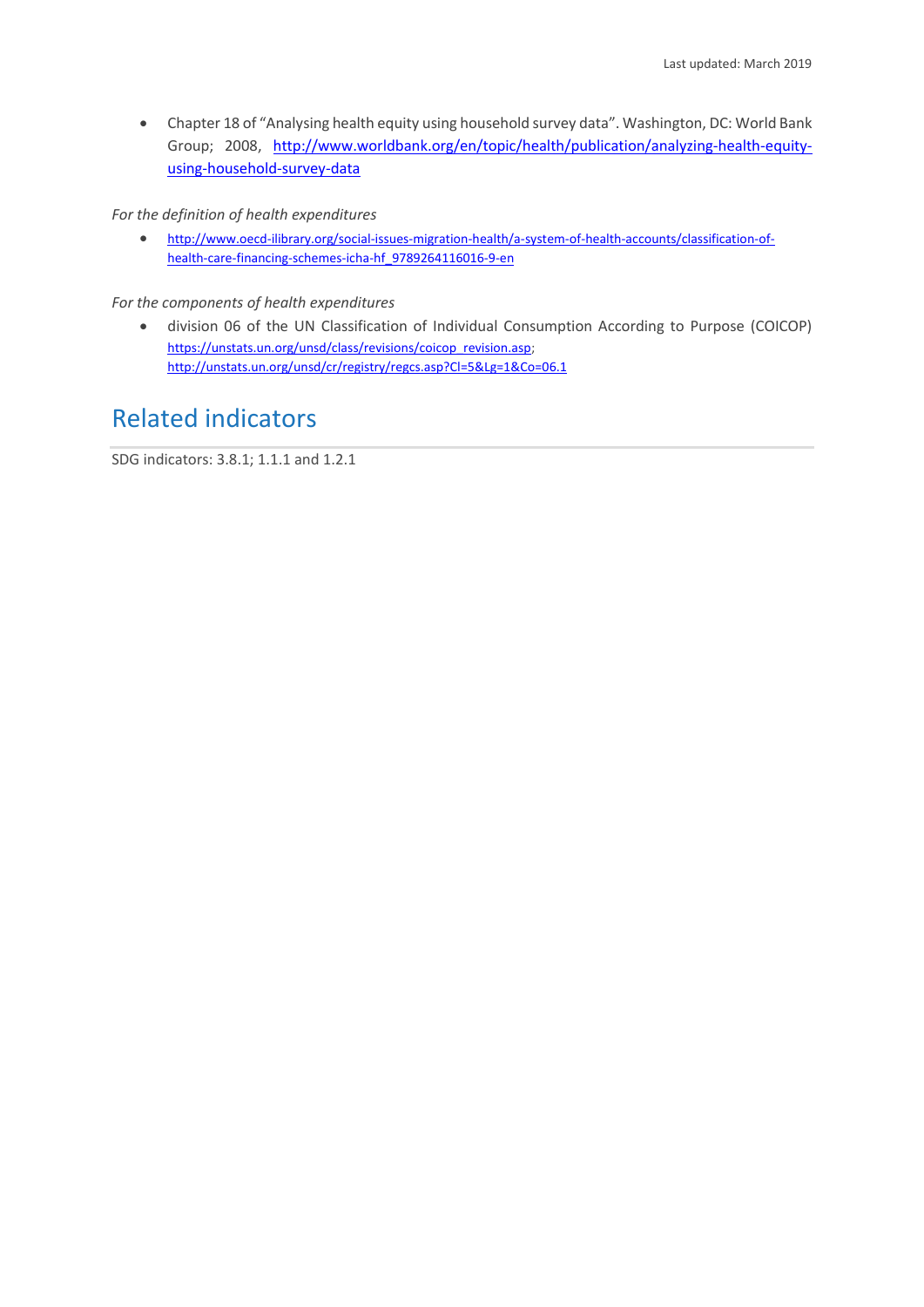- Chapter 18 of "Analysing health equity using household survey data". Washington, DC: World Bank Group; 2008, http://www.worldbank.org/en/topic/health/publication/analyzing-health-equity-using-household-survey-data

*For the definition of health expenditures*

- http://www.oecd-ilibrary.org/social-issues-migration-health/a-system-of-health-accounts/classification-of-health-care-financing-schemes-icha-hf_9789264116016-9-en

*For the components of health expenditures*

- division 06 of the UN Classification of Individual Consumption According to Purpose (COICOP) https://unstats.un.org/unsd/class/revisions/coicop_revision.asp; http://unstats.un.org/unsd/cr/registry/regcs.asp?Cl=5&Lg=1&Co=06.1

# Related indicators

SDG indicators: 3.8.1; 1.1.1 and 1.2.1